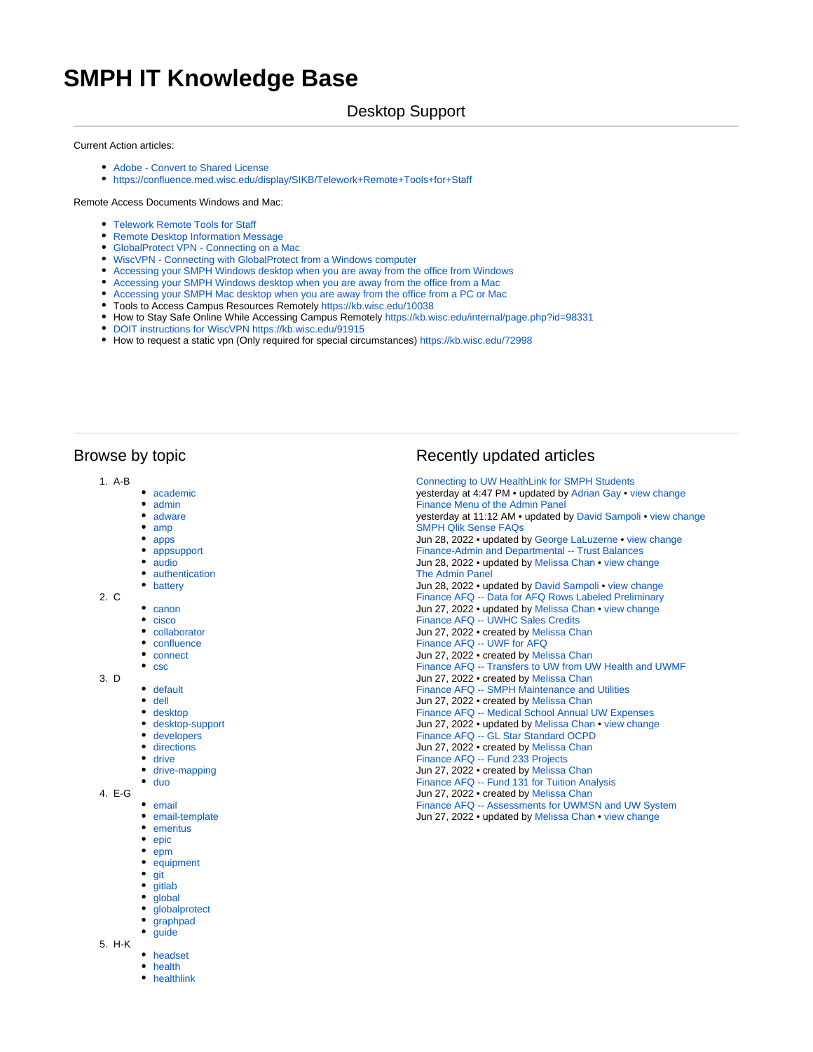# SMPH IT Knowledge Base

## Desktop Support

Current Action articles:

- Adobe - Convert to Shared License
- https://confluence.med.wisc.edu/display/SIKB/Telework+Remote+Tools+for+Staff

Remote Access Documents Windows and Mac:

- Telework Remote Tools for Staff
- Remote Desktop Information Message
- GlobalProtect VPN - Connecting on a Mac
- WiscVPN - Connecting with GlobalProtect from a Windows computer
- Accessing your SMPH Windows desktop when you are away from the office from Windows
- Accessing your SMPH Windows desktop when you are away from the office from a Mac
- Accessing your SMPH Mac desktop when you are away from the office from a PC or Mac
- Tools to Access Campus Resources Remotely https://kb.wisc.edu/10038
- How to Stay Safe Online While Accessing Campus Remotely https://kb.wisc.edu/internal/page.php?id=98331
- DOIT instructions for WiscVPN https://kb.wisc.edu/91915
- How to request a static vpn (Only required for special circumstances) https://kb.wisc.edu/72998

## Browse by topic

1. A-B
   - academic
   - admin
   - adware
   - amp
   - apps
   - appsupport
   - audio
   - authentication
   - battery
2. C
   - canon
   - cisco
   - collaborator
   - confluence
   - connect
   - csc
3. D
   - default
   - dell
   - desktop
   - desktop-support
   - developers
   - directions
   - drive
   - drive-mapping
   - duo
4. E-G
   - email
   - email-template
   - emeritus
   - epic
   - epm
   - equipment
   - git
   - gitlab
   - global
   - globalprotect
   - graphpad
   - guide
5. H-K
   - headset
   - health
   - healthlink

## Recently updated articles

Connecting to UW HealthLink for SMPH Students
yesterday at 4:47 PM • updated by Adrian Gay • view change

Finance Menu of the Admin Panel
yesterday at 11:12 AM • updated by David Sampoli • view change

SMPH Qlik Sense FAQs
Jun 28, 2022 • updated by George LaLuzerne • view change

Finance-Admin and Departmental -- Trust Balances
Jun 28, 2022 • updated by Melissa Chan • view change

The Admin Panel
Jun 28, 2022 • updated by David Sampoli • view change

Finance AFQ -- Data for AFQ Rows Labeled Preliminary
Jun 27, 2022 • updated by Melissa Chan • view change

Finance AFQ -- UWHC Sales Credits
Jun 27, 2022 • created by Melissa Chan

Finance AFQ -- UWF for AFQ
Jun 27, 2022 • created by Melissa Chan

Finance AFQ -- Transfers to UW from UW Health and UWMF
Jun 27, 2022 • created by Melissa Chan

Finance AFQ -- SMPH Maintenance and Utilities
Jun 27, 2022 • created by Melissa Chan

Finance AFQ -- Medical School Annual UW Expenses
Jun 27, 2022 • updated by Melissa Chan • view change

Finance AFQ -- GL Star Standard OCPD
Jun 27, 2022 • created by Melissa Chan

Finance AFQ -- Fund 233 Projects
Jun 27, 2022 • created by Melissa Chan

Finance AFQ -- Fund 131 for Tuition Analysis
Jun 27, 2022 • created by Melissa Chan

Finance AFQ -- Assessments for UWMSN and UW System
Jun 27, 2022 • updated by Melissa Chan • view change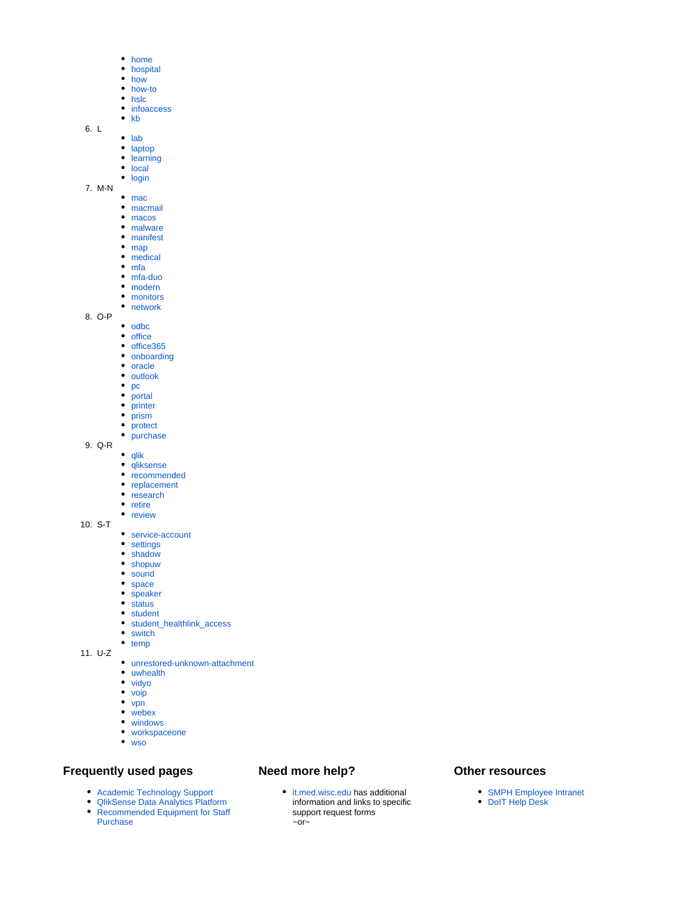- home
- hospital
- how
- how-to
- hslc
- infoaccess
- kb

6. L
    - lab
    - laptop
    - learning
    - local
    - login
7. M-N
    - mac
    - macmail
    - macos
    - malware
    - manifest
    - map
    - medical
    - mfa
    - mfa-duo
    - modern
    - monitors
    - network
8. O-P
    - odbc
    - office
    - office365
    - onboarding
    - oracle
    - outlook
    - pc
    - portal
    - printer
    - prism
    - protect
    - purchase
9. Q-R
    - qlik
    - qliksense
    - recommended
    - replacement
    - research
    - retire
    - review
10. S-T
    - service-account
    - settings
    - shadow
    - shopuw
    - sound
    - space
    - speaker
    - status
    - student
    - student_healthlink_access
    - switch
    - temp
11. U-Z
    - unrestored-unknown-attachment
    - uwhealth
    - vidyo
    - voip
    - vpn
    - webex
    - windows
    - workspaceone
    - wso

## Frequently used pages

- Academic Technology Support
- QlikSense Data Analytics Platform
- Recommended Equipment for Staff Purchase

## Need more help?

- it.med.wisc.edu has additional information and links to specific support request forms
  ~or~

## Other resources

- SMPH Employee Intranet
- DoIT Help Desk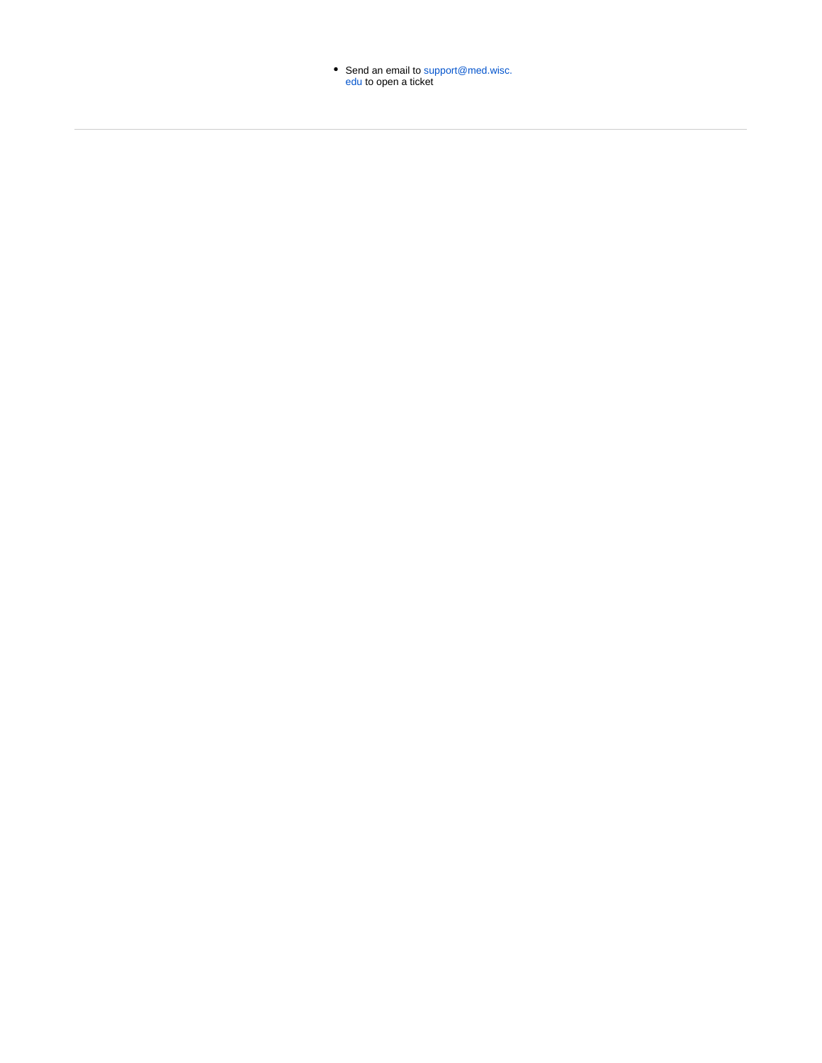- Send an email to support@med.wisc.edu to open a ticket

---